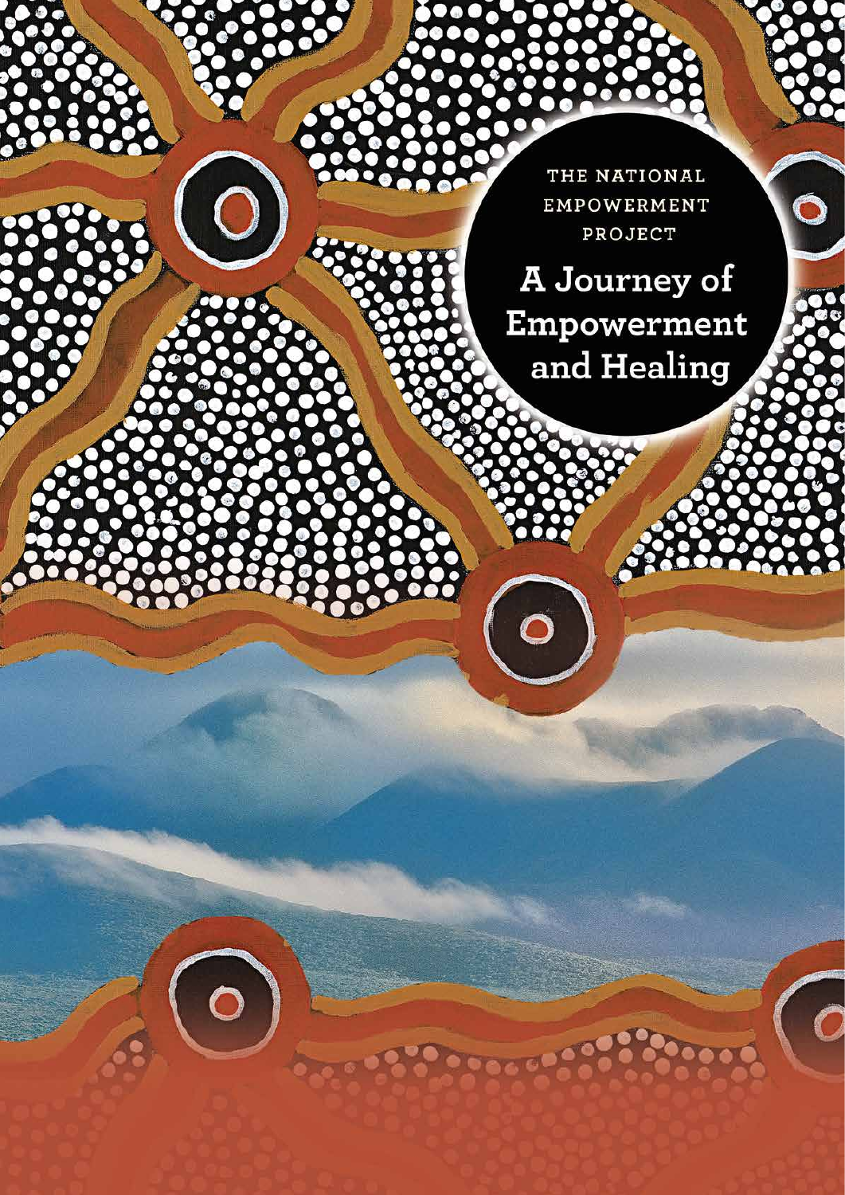THE NATIONAL EMPOWERMENT PROJECT

# A Journey of Empowerment and Healing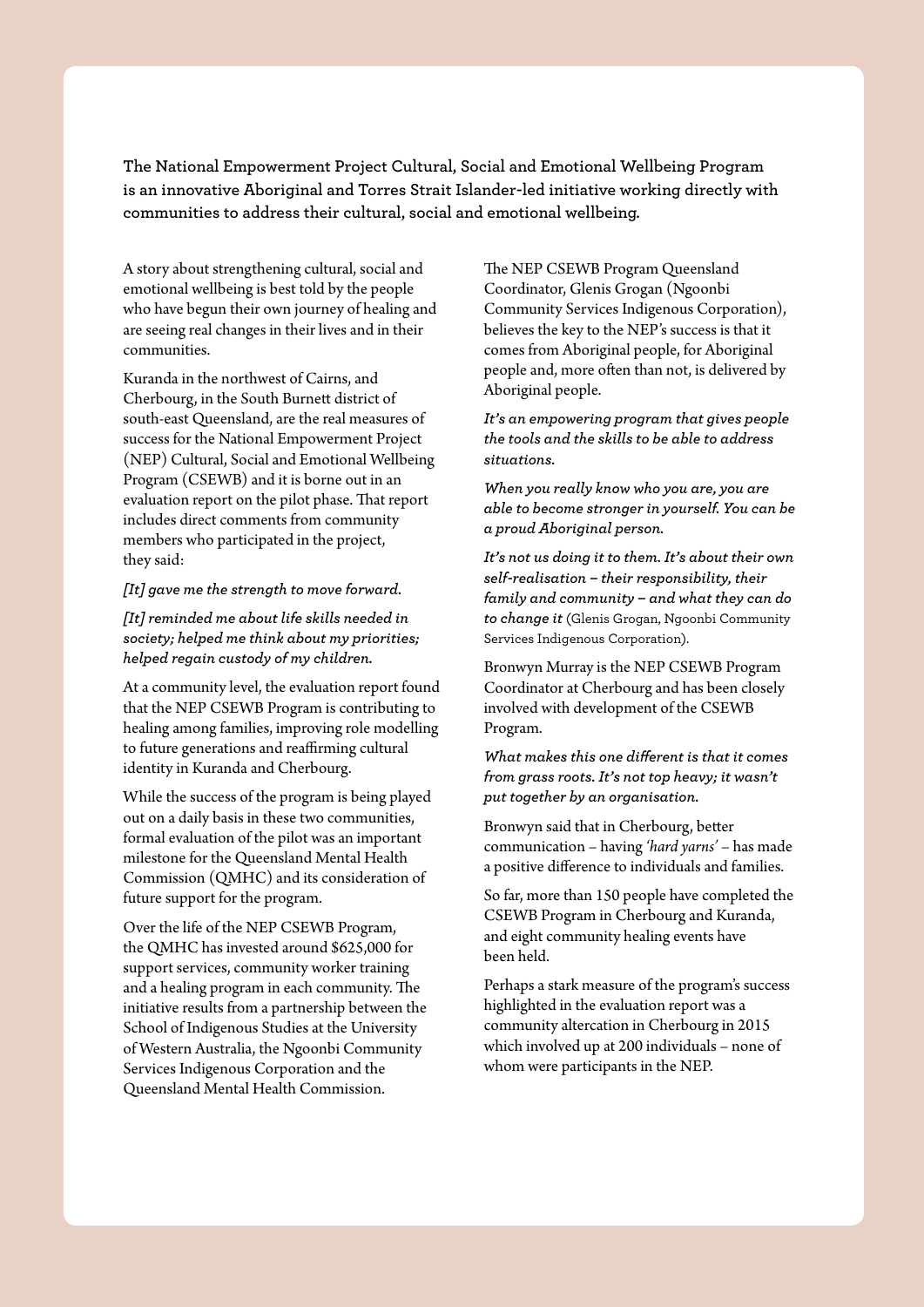**The National Empowerment Project Cultural, Social and Emotional Wellbeing Program is an innovative Aboriginal and Torres Strait Islander-led initiative working directly with communities to address their cultural, social and emotional wellbeing.**

A story about strengthening cultural, social and emotional wellbeing is best told by the people who have begun their own journey of healing and are seeing real changes in their lives and in their communities.

Kuranda in the northwest of Cairns, and Cherbourg, in the South Burnett district of south-east Queensland, are the real measures of success for the National Empowerment Project (NEP) Cultural, Social and Emotional Wellbeing Program (CSEWB) and it is borne out in an evaluation report on the pilot phase. That report includes direct comments from community members who participated in the project, they said:

*[It] gave me the strength to move forward.*

*[It] reminded me about life skills needed in society; helped me think about my priorities; helped regain custody of my children.*

At a community level, the evaluation report found that the NEP CSEWB Program is contributing to healing among families, improving role modelling to future generations and reaffirming cultural identity in Kuranda and Cherbourg.

While the success of the program is being played out on a daily basis in these two communities, formal evaluation of the pilot was an important milestone for the Queensland Mental Health Commission (QMHC) and its consideration of future support for the program.

Over the life of the NEP CSEWB Program, the QMHC has invested around $625,000 for support services, community worker training and a healing program in each community. The initiative results from a partnership between the School of Indigenous Studies at the University of Western Australia, the Ngoonbi Community Services Indigenous Corporation and the Queensland Mental Health Commission.

The NEP CSEWB Program Queensland Coordinator, Glenis Grogan (Ngoonbi Community Services Indigenous Corporation), believes the key to the NEP's success is that it comes from Aboriginal people, for Aboriginal people and, more often than not, is delivered by Aboriginal people.

*It's an empowering program that gives people the tools and the skills to be able to address situations.*

*When you really know who you are, you are able to become stronger in yourself. You can be a proud Aboriginal person.*

*It's not us doing it to them. It's about their own self-realisation – their responsibility, their family and community – and what they can do to change it* (Glenis Grogan, Ngoonbi Community Services Indigenous Corporation).

Bronwyn Murray is the NEP CSEWB Program Coordinator at Cherbourg and has been closely involved with development of the CSEWB Program.

*What makes this one different is that it comes from grass roots. It's not top heavy; it wasn't put together by an organisation.*

Bronwyn said that in Cherbourg, better communication – having *'hard yarns'* – has made a positive difference to individuals and families.

So far, more than 150 people have completed the CSEWB Program in Cherbourg and Kuranda, and eight community healing events have been held.

Perhaps a stark measure of the program's success highlighted in the evaluation report was a community altercation in Cherbourg in 2015 which involved up at 200 individuals – none of whom were participants in the NEP.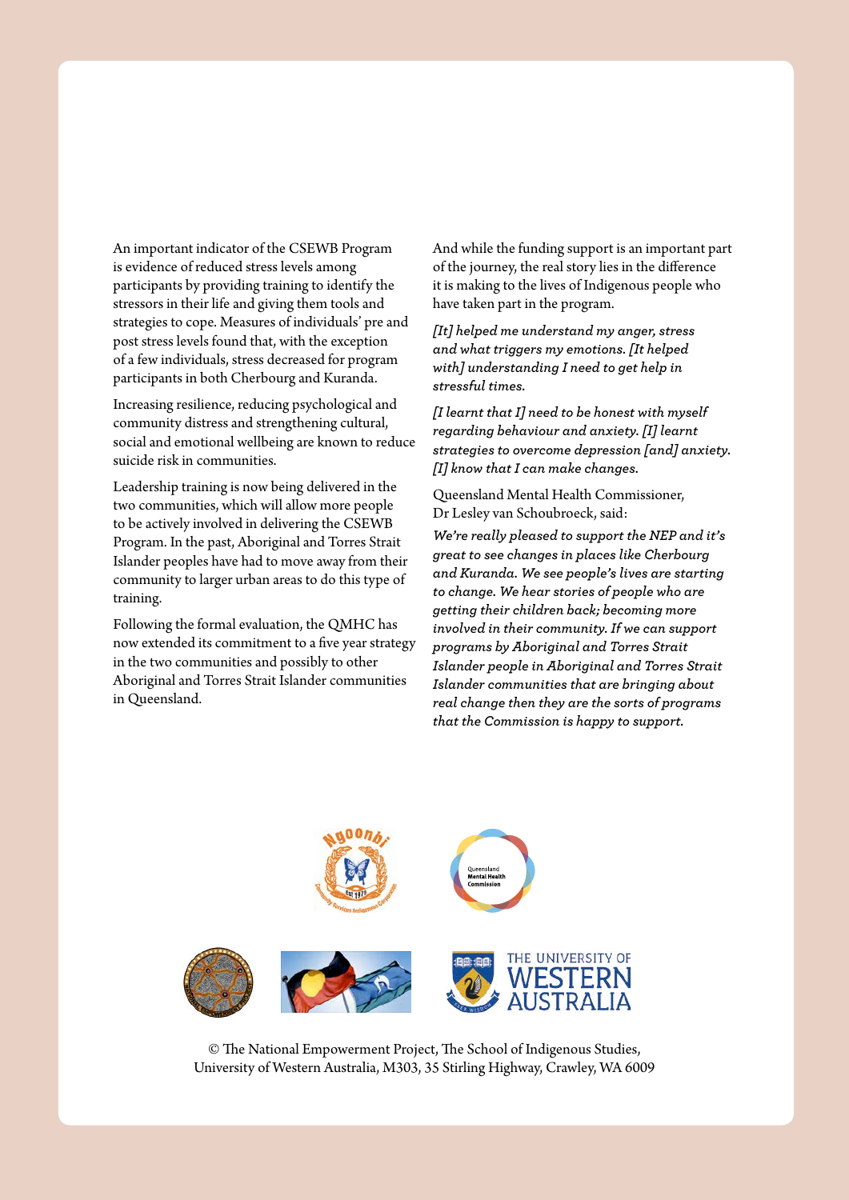An important indicator of the CSEWB Program is evidence of reduced stress levels among participants by providing training to identify the stressors in their life and giving them tools and strategies to cope. Measures of individuals' pre and post stress levels found that, with the exception of a few individuals, stress decreased for program participants in both Cherbourg and Kuranda.

Increasing resilience, reducing psychological and community distress and strengthening cultural, social and emotional wellbeing are known to reduce suicide risk in communities.

Leadership training is now being delivered in the two communities, which will allow more people to be actively involved in delivering the CSEWB Program. In the past, Aboriginal and Torres Strait Islander peoples have had to move away from their community to larger urban areas to do this type of training.

Following the formal evaluation, the QMHC has now extended its commitment to a five year strategy in the two communities and possibly to other Aboriginal and Torres Strait Islander communities in Queensland.

And while the funding support is an important part of the journey, the real story lies in the difference it is making to the lives of Indigenous people who have taken part in the program.

*[It] helped me understand my anger, stress and what triggers my emotions. [It helped with] understanding I need to get help in stressful times.*

*[I learnt that I] need to be honest with myself regarding behaviour and anxiety. [I] learnt strategies to overcome depression [and] anxiety. [I] know that I can make changes.*

Queensland Mental Health Commissioner, Dr Lesley van Schoubroeck, said:

*We're really pleased to support the NEP and it's great to see changes in places like Cherbourg and Kuranda. We see people's lives are starting to change. We hear stories of people who are getting their children back; becoming more involved in their community. If we can support programs by Aboriginal and Torres Strait Islander people in Aboriginal and Torres Strait Islander communities that are bringing about real change then they are the sorts of programs that the Commission is happy to support.*

© The National Empowerment Project, The School of Indigenous Studies, University of Western Australia, M303, 35 Stirling Highway, Crawley, WA 6009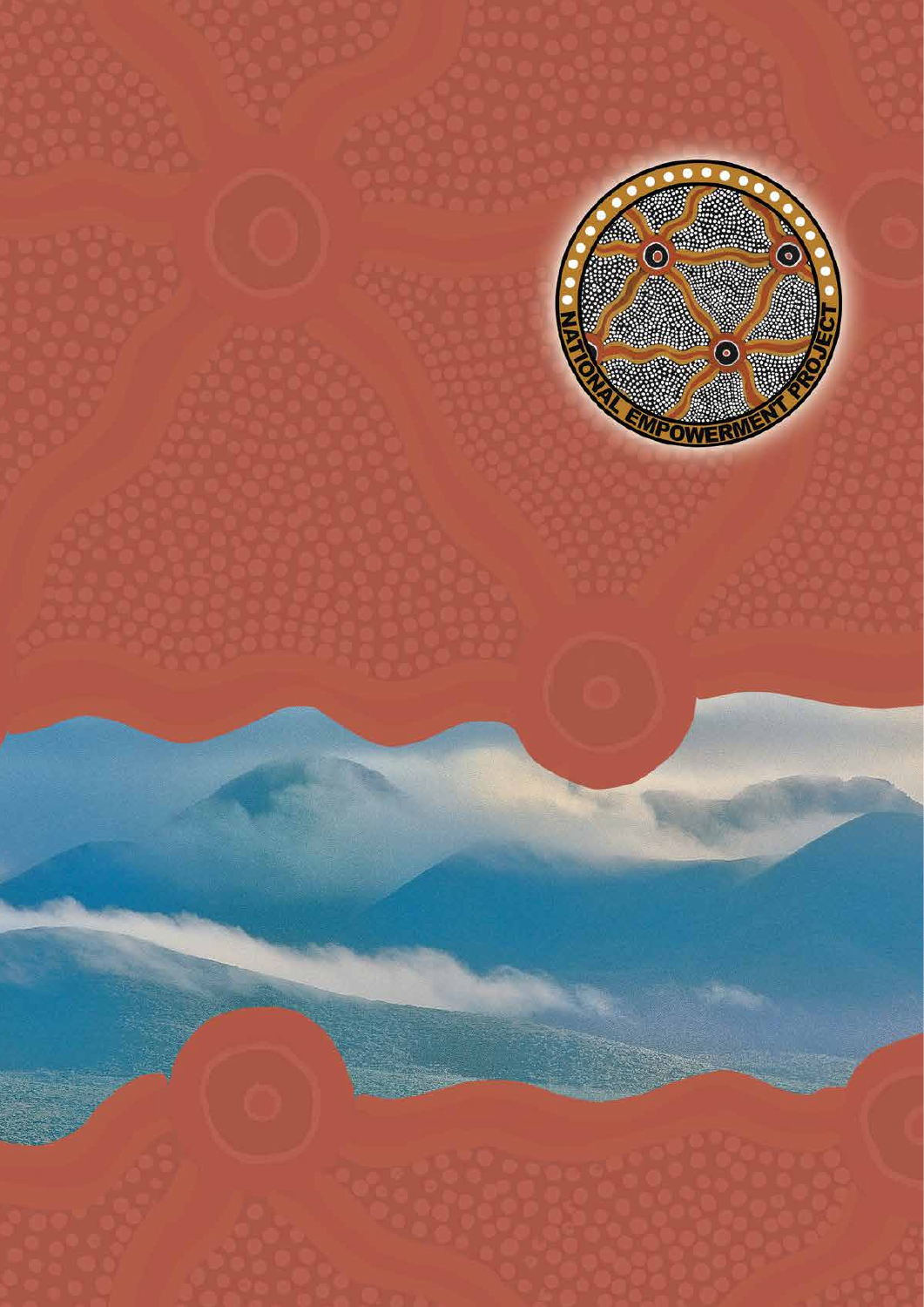NATIONAL EMPOWERMENT PROJECT